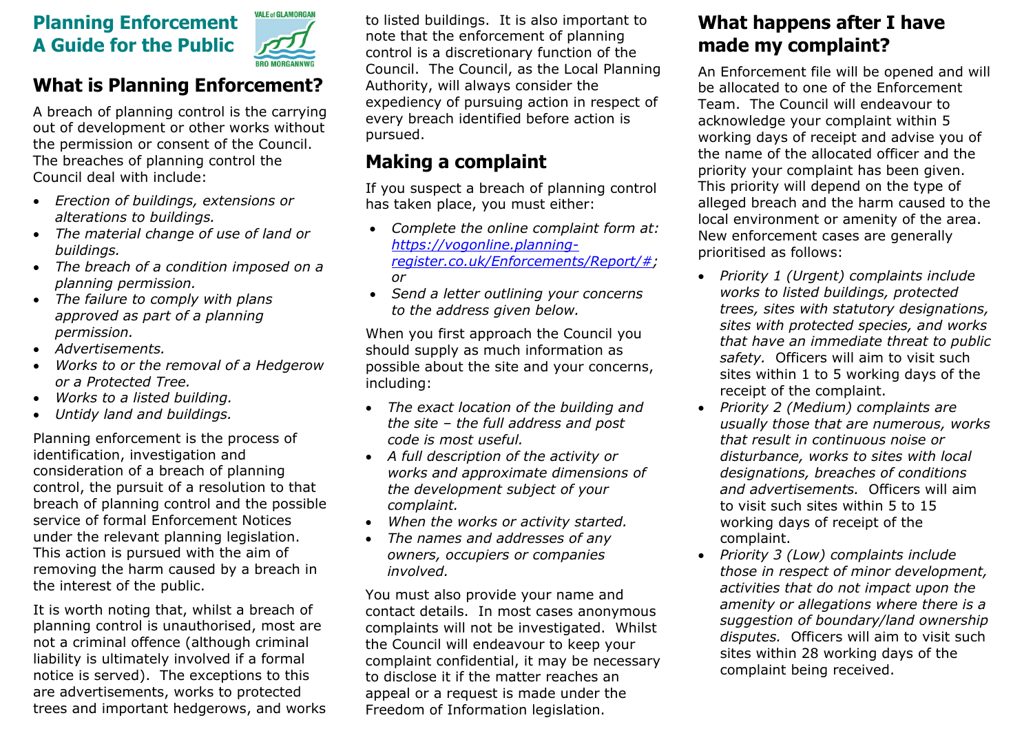# Planning Enforcement
# A Guide for the Public

## What is Planning Enforcement?

A breach of planning control is the carrying out of development or other works without the permission or consent of the Council. The breaches of planning control the Council deal with include:

- *Erection of buildings, extensions or alterations to buildings.*
- *The material change of use of land or buildings.*
- *The breach of a condition imposed on a planning permission.*
- *The failure to comply with plans approved as part of a planning permission.*
- *Advertisements.*
- *Works to or the removal of a Hedgerow or a Protected Tree.*
- *Works to a listed building.*
- *Untidy land and buildings.*

Planning enforcement is the process of identification, investigation and consideration of a breach of planning control, the pursuit of a resolution to that breach of planning control and the possible service of formal Enforcement Notices under the relevant planning legislation. This action is pursued with the aim of removing the harm caused by a breach in the interest of the public.

It is worth noting that, whilst a breach of planning control is unauthorised, most are not a criminal offence (although criminal liability is ultimately involved if a formal notice is served). The exceptions to this are advertisements, works to protected trees and important hedgerows, and works to listed buildings. It is also important to note that the enforcement of planning control is a discretionary function of the Council. The Council, as the Local Planning Authority, will always consider the expediency of pursuing action in respect of every breach identified before action is pursued.

## Making a complaint

If you suspect a breach of planning control has taken place, you must either:

- *Complete the online complaint form at: [https://vogonline.planning-register.co.uk/Enforcements/Report/#](https://vogonline.planning-register.co.uk/Enforcements/Report/#); or*
- *Send a letter outlining your concerns to the address given below.*

When you first approach the Council you should supply as much information as possible about the site and your concerns, including:

- *The exact location of the building and the site – the full address and post code is most useful.*
- *A full description of the activity or works and approximate dimensions of the development subject of your complaint.*
- *When the works or activity started.*
- *The names and addresses of any owners, occupiers or companies involved.*

You must also provide your name and contact details. In most cases anonymous complaints will not be investigated. Whilst the Council will endeavour to keep your complaint confidential, it may be necessary to disclose it if the matter reaches an appeal or a request is made under the Freedom of Information legislation.

## What happens after I have made my complaint?

An Enforcement file will be opened and will be allocated to one of the Enforcement Team. The Council will endeavour to acknowledge your complaint within 5 working days of receipt and advise you of the name of the allocated officer and the priority your complaint has been given. This priority will depend on the type of alleged breach and the harm caused to the local environment or amenity of the area. New enforcement cases are generally prioritised as follows:

- *Priority 1 (Urgent) complaints include works to listed buildings, protected trees, sites with statutory designations, sites with protected species, and works that have an immediate threat to public safety.* Officers will aim to visit such sites within 1 to 5 working days of the receipt of the complaint.
- *Priority 2 (Medium) complaints are usually those that are numerous, works that result in continuous noise or disturbance, works to sites with local designations, breaches of conditions and advertisements.* Officers will aim to visit such sites within 5 to 15 working days of receipt of the complaint.
- *Priority 3 (Low) complaints include those in respect of minor development, activities that do not impact upon the amenity or allegations where there is a suggestion of boundary/land ownership disputes.* Officers will aim to visit such sites within 28 working days of the complaint being received.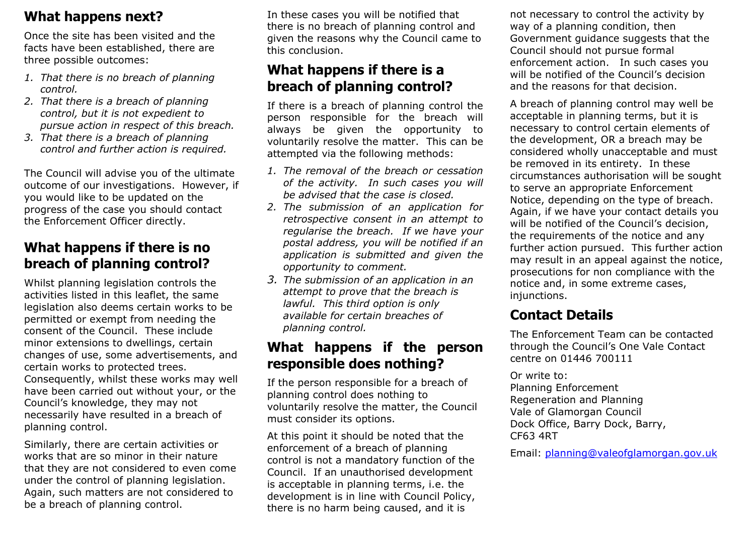## What happens next?

Once the site has been visited and the facts have been established, there are three possible outcomes:

1. *That there is no breach of planning control.*
2. *That there is a breach of planning control, but it is not expedient to pursue action in respect of this breach.*
3. *That there is a breach of planning control and further action is required.*

The Council will advise you of the ultimate outcome of our investigations. However, if you would like to be updated on the progress of the case you should contact the Enforcement Officer directly.

## What happens if there is no breach of planning control?

Whilst planning legislation controls the activities listed in this leaflet, the same legislation also deems certain works to be permitted or exempt from needing the consent of the Council. These include minor extensions to dwellings, certain changes of use, some advertisements, and certain works to protected trees. Consequently, whilst these works may well have been carried out without your, or the Council's knowledge, they may not necessarily have resulted in a breach of planning control.

Similarly, there are certain activities or works that are so minor in their nature that they are not considered to even come under the control of planning legislation. Again, such matters are not considered to be a breach of planning control.

In these cases you will be notified that there is no breach of planning control and given the reasons why the Council came to this conclusion.

## What happens if there is a breach of planning control?

If there is a breach of planning control the person responsible for the breach will always be given the opportunity to voluntarily resolve the matter. This can be attempted via the following methods:

1. *The removal of the breach or cessation of the activity. In such cases you will be advised that the case is closed.*
2. *The submission of an application for retrospective consent in an attempt to regularise the breach. If we have your postal address, you will be notified if an application is submitted and given the opportunity to comment.*
3. *The submission of an application in an attempt to prove that the breach is lawful. This third option is only available for certain breaches of planning control.*

## What happens if the person responsible does nothing?

If the person responsible for a breach of planning control does nothing to voluntarily resolve the matter, the Council must consider its options.

At this point it should be noted that the enforcement of a breach of planning control is not a mandatory function of the Council. If an unauthorised development is acceptable in planning terms, i.e. the development is in line with Council Policy, there is no harm being caused, and it is not necessary to control the activity by way of a planning condition, then Government guidance suggests that the Council should not pursue formal enforcement action. In such cases you will be notified of the Council's decision and the reasons for that decision.

A breach of planning control may well be acceptable in planning terms, but it is necessary to control certain elements of the development, OR a breach may be considered wholly unacceptable and must be removed in its entirety. In these circumstances authorisation will be sought to serve an appropriate Enforcement Notice, depending on the type of breach. Again, if we have your contact details you will be notified of the Council's decision, the requirements of the notice and any further action pursued. This further action may result in an appeal against the notice, prosecutions for non compliance with the notice and, in some extreme cases, injunctions.

## Contact Details

The Enforcement Team can be contacted through the Council's One Vale Contact centre on 01446 700111

Or write to:
Planning Enforcement
Regeneration and Planning
Vale of Glamorgan Council
Dock Office, Barry Dock, Barry,
CF63 4RT

Email: planning@valeofglamorgan.gov.uk